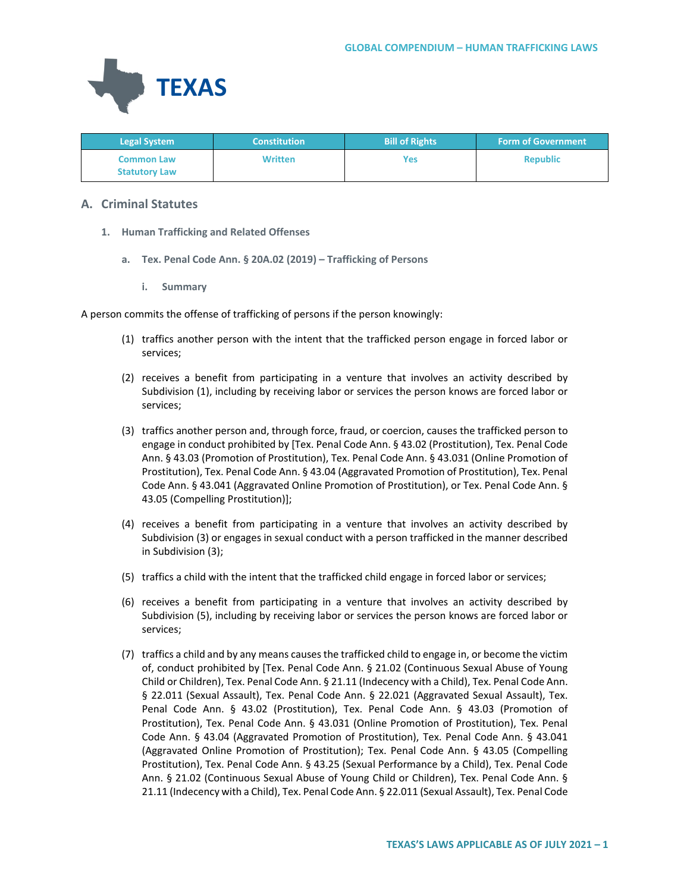# TEXAS

| Legal System | Constitution | Bill of Rights | Form of Government |
| --- | --- | --- | --- |
| Common Law Statutory Law | Written | Yes | Republic |

## A. Criminal Statutes

### 1. Human Trafficking and Related Offenses

#### a. Tex. Penal Code Ann. § 20A.02 (2019) – Trafficking of Persons

##### i. Summary

A person commits the offense of trafficking of persons if the person knowingly:

(1) traffics another person with the intent that the trafficked person engage in forced labor or services;

(2) receives a benefit from participating in a venture that involves an activity described by Subdivision (1), including by receiving labor or services the person knows are forced labor or services;

(3) traffics another person and, through force, fraud, or coercion, causes the trafficked person to engage in conduct prohibited by [Tex. Penal Code Ann. § 43.02 (Prostitution), Tex. Penal Code Ann. § 43.03 (Promotion of Prostitution), Tex. Penal Code Ann. § 43.031 (Online Promotion of Prostitution), Tex. Penal Code Ann. § 43.04 (Aggravated Promotion of Prostitution), Tex. Penal Code Ann. § 43.041 (Aggravated Online Promotion of Prostitution), or Tex. Penal Code Ann. § 43.05 (Compelling Prostitution)];

(4) receives a benefit from participating in a venture that involves an activity described by Subdivision (3) or engages in sexual conduct with a person trafficked in the manner described in Subdivision (3);

(5) traffics a child with the intent that the trafficked child engage in forced labor or services;

(6) receives a benefit from participating in a venture that involves an activity described by Subdivision (5), including by receiving labor or services the person knows are forced labor or services;

(7) traffics a child and by any means causes the trafficked child to engage in, or become the victim of, conduct prohibited by [Tex. Penal Code Ann. § 21.02 (Continuous Sexual Abuse of Young Child or Children), Tex. Penal Code Ann. § 21.11 (Indecency with a Child), Tex. Penal Code Ann. § 22.011 (Sexual Assault), Tex. Penal Code Ann. § 22.021 (Aggravated Sexual Assault), Tex. Penal Code Ann. § 43.02 (Prostitution), Tex. Penal Code Ann. § 43.03 (Promotion of Prostitution), Tex. Penal Code Ann. § 43.031 (Online Promotion of Prostitution), Tex. Penal Code Ann. § 43.04 (Aggravated Promotion of Prostitution), Tex. Penal Code Ann. § 43.041 (Aggravated Online Promotion of Prostitution); Tex. Penal Code Ann. § 43.05 (Compelling Prostitution), Tex. Penal Code Ann. § 43.25 (Sexual Performance by a Child), Tex. Penal Code Ann. § 21.02 (Continuous Sexual Abuse of Young Child or Children), Tex. Penal Code Ann. § 21.11 (Indecency with a Child), Tex. Penal Code Ann. § 22.011 (Sexual Assault), Tex. Penal Code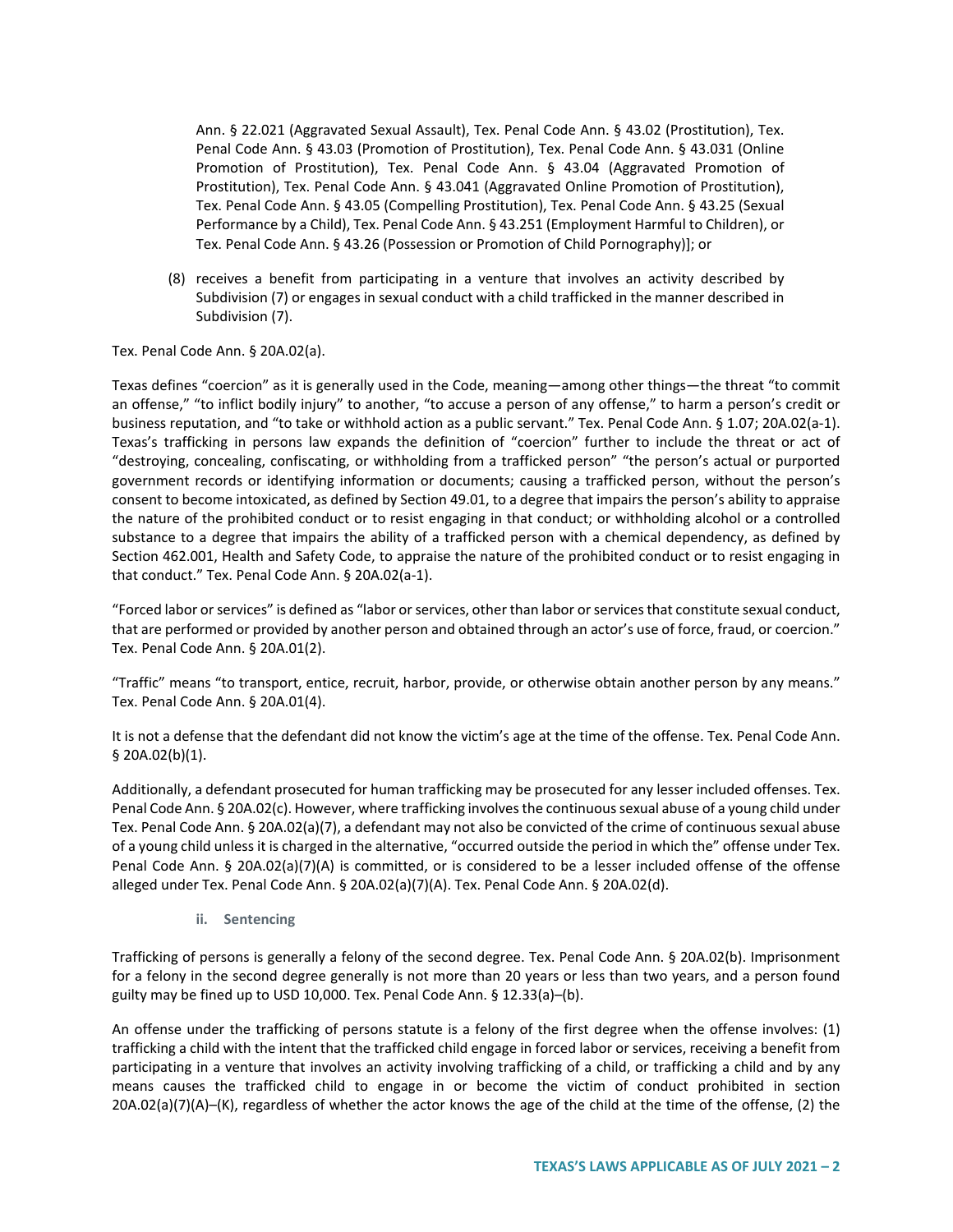Ann. § 22.021 (Aggravated Sexual Assault), Tex. Penal Code Ann. § 43.02 (Prostitution), Tex. Penal Code Ann. § 43.03 (Promotion of Prostitution), Tex. Penal Code Ann. § 43.031 (Online Promotion of Prostitution), Tex. Penal Code Ann. § 43.04 (Aggravated Promotion of Prostitution), Tex. Penal Code Ann. § 43.041 (Aggravated Online Promotion of Prostitution), Tex. Penal Code Ann. § 43.05 (Compelling Prostitution), Tex. Penal Code Ann. § 43.25 (Sexual Performance by a Child), Tex. Penal Code Ann. § 43.251 (Employment Harmful to Children), or Tex. Penal Code Ann. § 43.26 (Possession or Promotion of Child Pornography)]; or

(8) receives a benefit from participating in a venture that involves an activity described by Subdivision (7) or engages in sexual conduct with a child trafficked in the manner described in Subdivision (7).

Tex. Penal Code Ann. § 20A.02(a).

Texas defines "coercion" as it is generally used in the Code, meaning—among other things—the threat "to commit an offense," "to inflict bodily injury" to another, "to accuse a person of any offense," to harm a person's credit or business reputation, and "to take or withhold action as a public servant." Tex. Penal Code Ann. § 1.07; 20A.02(a-1). Texas's trafficking in persons law expands the definition of "coercion" further to include the threat or act of "destroying, concealing, confiscating, or withholding from a trafficked person" "the person's actual or purported government records or identifying information or documents; causing a trafficked person, without the person's consent to become intoxicated, as defined by Section 49.01, to a degree that impairs the person's ability to appraise the nature of the prohibited conduct or to resist engaging in that conduct; or withholding alcohol or a controlled substance to a degree that impairs the ability of a trafficked person with a chemical dependency, as defined by Section 462.001, Health and Safety Code, to appraise the nature of the prohibited conduct or to resist engaging in that conduct." Tex. Penal Code Ann. § 20A.02(a-1).

"Forced labor or services" is defined as "labor or services, other than labor or services that constitute sexual conduct, that are performed or provided by another person and obtained through an actor's use of force, fraud, or coercion." Tex. Penal Code Ann. § 20A.01(2).

"Traffic" means "to transport, entice, recruit, harbor, provide, or otherwise obtain another person by any means." Tex. Penal Code Ann. § 20A.01(4).

It is not a defense that the defendant did not know the victim's age at the time of the offense. Tex. Penal Code Ann. § 20A.02(b)(1).

Additionally, a defendant prosecuted for human trafficking may be prosecuted for any lesser included offenses. Tex. Penal Code Ann. § 20A.02(c). However, where trafficking involves the continuous sexual abuse of a young child under Tex. Penal Code Ann. § 20A.02(a)(7), a defendant may not also be convicted of the crime of continuous sexual abuse of a young child unless it is charged in the alternative, "occurred outside the period in which the" offense under Tex. Penal Code Ann. § 20A.02(a)(7)(A) is committed, or is considered to be a lesser included offense of the offense alleged under Tex. Penal Code Ann. § 20A.02(a)(7)(A). Tex. Penal Code Ann. § 20A.02(d).

#### ii. Sentencing

Trafficking of persons is generally a felony of the second degree. Tex. Penal Code Ann. § 20A.02(b). Imprisonment for a felony in the second degree generally is not more than 20 years or less than two years, and a person found guilty may be fined up to USD 10,000. Tex. Penal Code Ann. § 12.33(a)–(b).

An offense under the trafficking of persons statute is a felony of the first degree when the offense involves: (1) trafficking a child with the intent that the trafficked child engage in forced labor or services, receiving a benefit from participating in a venture that involves an activity involving trafficking of a child, or trafficking a child and by any means causes the trafficked child to engage in or become the victim of conduct prohibited in section 20A.02(a)(7)(A)–(K), regardless of whether the actor knows the age of the child at the time of the offense, (2) the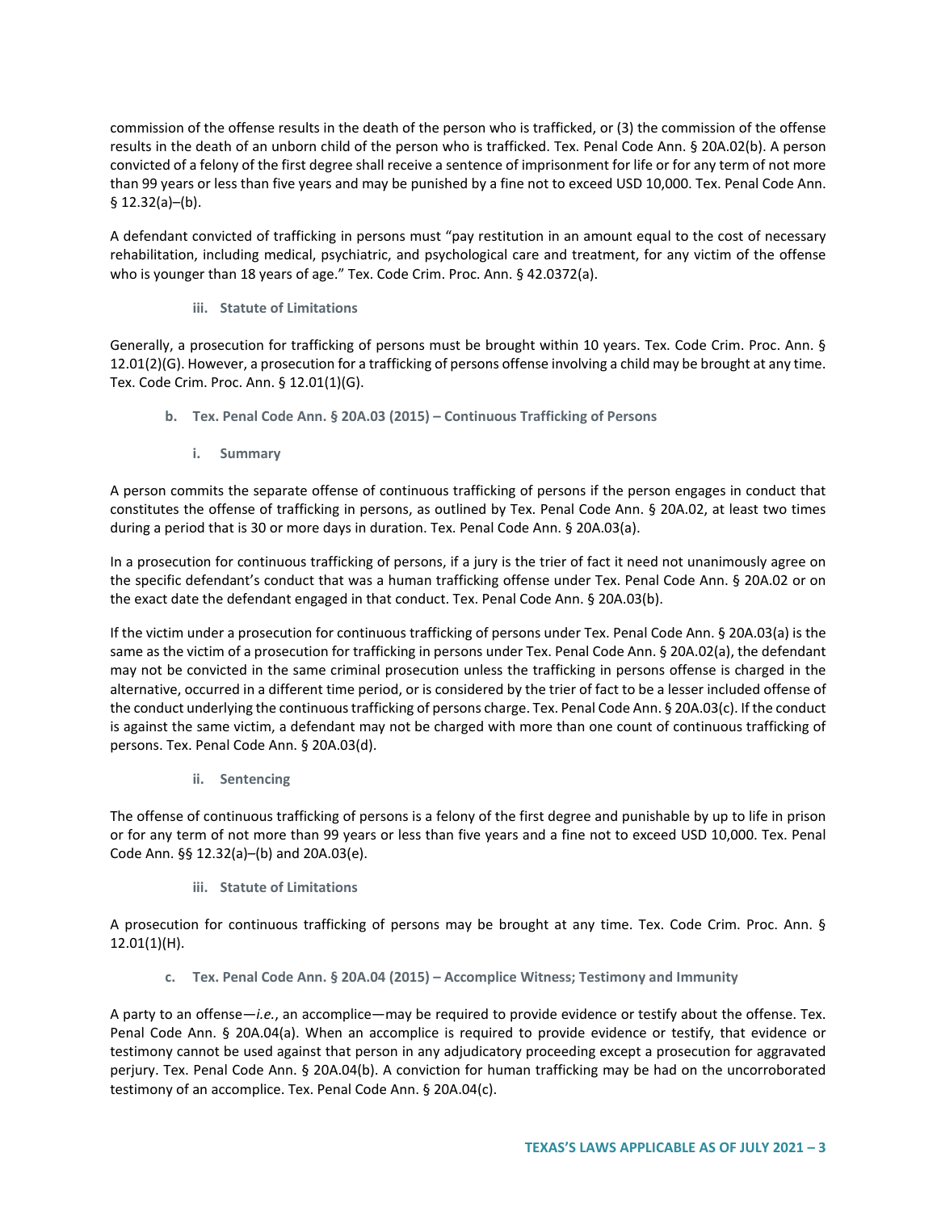commission of the offense results in the death of the person who is trafficked, or (3) the commission of the offense results in the death of an unborn child of the person who is trafficked. Tex. Penal Code Ann. § 20A.02(b). A person convicted of a felony of the first degree shall receive a sentence of imprisonment for life or for any term of not more than 99 years or less than five years and may be punished by a fine not to exceed USD 10,000. Tex. Penal Code Ann. § 12.32(a)–(b).

A defendant convicted of trafficking in persons must "pay restitution in an amount equal to the cost of necessary rehabilitation, including medical, psychiatric, and psychological care and treatment, for any victim of the offense who is younger than 18 years of age." Tex. Code Crim. Proc. Ann. § 42.0372(a).

##### iii. Statute of Limitations

Generally, a prosecution for trafficking of persons must be brought within 10 years. Tex. Code Crim. Proc. Ann. § 12.01(2)(G). However, a prosecution for a trafficking of persons offense involving a child may be brought at any time. Tex. Code Crim. Proc. Ann. § 12.01(1)(G).

#### b. Tex. Penal Code Ann. § 20A.03 (2015) – Continuous Trafficking of Persons

##### i. Summary

A person commits the separate offense of continuous trafficking of persons if the person engages in conduct that constitutes the offense of trafficking in persons, as outlined by Tex. Penal Code Ann. § 20A.02, at least two times during a period that is 30 or more days in duration. Tex. Penal Code Ann. § 20A.03(a).

In a prosecution for continuous trafficking of persons, if a jury is the trier of fact it need not unanimously agree on the specific defendant's conduct that was a human trafficking offense under Tex. Penal Code Ann. § 20A.02 or on the exact date the defendant engaged in that conduct. Tex. Penal Code Ann. § 20A.03(b).

If the victim under a prosecution for continuous trafficking of persons under Tex. Penal Code Ann. § 20A.03(a) is the same as the victim of a prosecution for trafficking in persons under Tex. Penal Code Ann. § 20A.02(a), the defendant may not be convicted in the same criminal prosecution unless the trafficking in persons offense is charged in the alternative, occurred in a different time period, or is considered by the trier of fact to be a lesser included offense of the conduct underlying the continuous trafficking of persons charge. Tex. Penal Code Ann. § 20A.03(c). If the conduct is against the same victim, a defendant may not be charged with more than one count of continuous trafficking of persons. Tex. Penal Code Ann. § 20A.03(d).

##### ii. Sentencing

The offense of continuous trafficking of persons is a felony of the first degree and punishable by up to life in prison or for any term of not more than 99 years or less than five years and a fine not to exceed USD 10,000. Tex. Penal Code Ann. §§ 12.32(a)–(b) and 20A.03(e).

##### iii. Statute of Limitations

A prosecution for continuous trafficking of persons may be brought at any time. Tex. Code Crim. Proc. Ann. § 12.01(1)(H).

#### c. Tex. Penal Code Ann. § 20A.04 (2015) – Accomplice Witness; Testimony and Immunity

A party to an offense—*i.e.*, an accomplice—may be required to provide evidence or testify about the offense. Tex. Penal Code Ann. § 20A.04(a). When an accomplice is required to provide evidence or testify, that evidence or testimony cannot be used against that person in any adjudicatory proceeding except a prosecution for aggravated perjury. Tex. Penal Code Ann. § 20A.04(b). A conviction for human trafficking may be had on the uncorroborated testimony of an accomplice. Tex. Penal Code Ann. § 20A.04(c).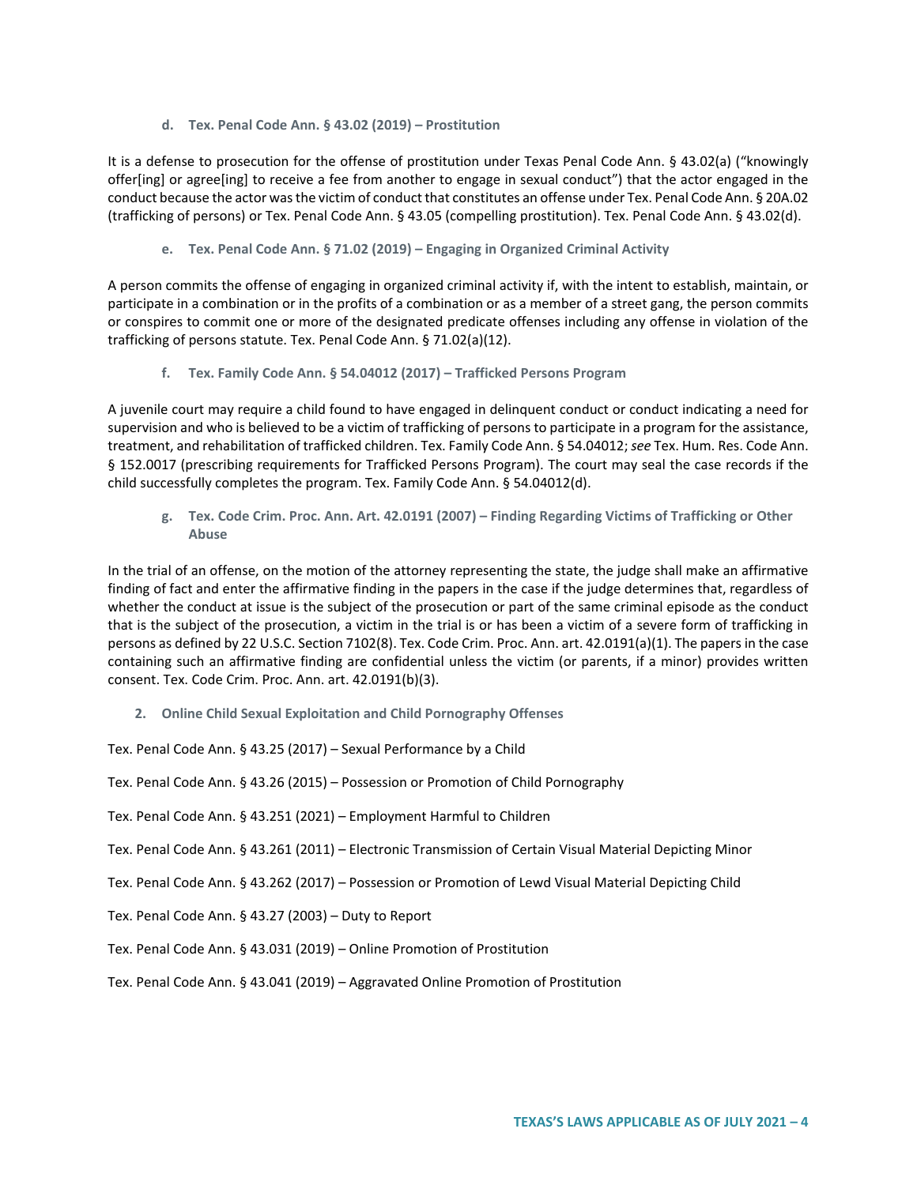#### d. Tex. Penal Code Ann. § 43.02 (2019) – Prostitution

It is a defense to prosecution for the offense of prostitution under Texas Penal Code Ann. § 43.02(a) ("knowingly offer[ing] or agree[ing] to receive a fee from another to engage in sexual conduct") that the actor engaged in the conduct because the actor was the victim of conduct that constitutes an offense under Tex. Penal Code Ann. § 20A.02 (trafficking of persons) or Tex. Penal Code Ann. § 43.05 (compelling prostitution). Tex. Penal Code Ann. § 43.02(d).

#### e. Tex. Penal Code Ann. § 71.02 (2019) – Engaging in Organized Criminal Activity

A person commits the offense of engaging in organized criminal activity if, with the intent to establish, maintain, or participate in a combination or in the profits of a combination or as a member of a street gang, the person commits or conspires to commit one or more of the designated predicate offenses including any offense in violation of the trafficking of persons statute. Tex. Penal Code Ann. § 71.02(a)(12).

#### f. Tex. Family Code Ann. § 54.04012 (2017) – Trafficked Persons Program

A juvenile court may require a child found to have engaged in delinquent conduct or conduct indicating a need for supervision and who is believed to be a victim of trafficking of persons to participate in a program for the assistance, treatment, and rehabilitation of trafficked children. Tex. Family Code Ann. § 54.04012; *see* Tex. Hum. Res. Code Ann. § 152.0017 (prescribing requirements for Trafficked Persons Program). The court may seal the case records if the child successfully completes the program. Tex. Family Code Ann. § 54.04012(d).

#### g. Tex. Code Crim. Proc. Ann. Art. 42.0191 (2007) – Finding Regarding Victims of Trafficking or Other Abuse

In the trial of an offense, on the motion of the attorney representing the state, the judge shall make an affirmative finding of fact and enter the affirmative finding in the papers in the case if the judge determines that, regardless of whether the conduct at issue is the subject of the prosecution or part of the same criminal episode as the conduct that is the subject of the prosecution, a victim in the trial is or has been a victim of a severe form of trafficking in persons as defined by 22 U.S.C. Section 7102(8). Tex. Code Crim. Proc. Ann. art. 42.0191(a)(1). The papers in the case containing such an affirmative finding are confidential unless the victim (or parents, if a minor) provides written consent. Tex. Code Crim. Proc. Ann. art. 42.0191(b)(3).

### 2. Online Child Sexual Exploitation and Child Pornography Offenses

Tex. Penal Code Ann. § 43.25 (2017) – Sexual Performance by a Child

Tex. Penal Code Ann. § 43.26 (2015) – Possession or Promotion of Child Pornography

Tex. Penal Code Ann. § 43.251 (2021) – Employment Harmful to Children

Tex. Penal Code Ann. § 43.261 (2011) – Electronic Transmission of Certain Visual Material Depicting Minor

Tex. Penal Code Ann. § 43.262 (2017) – Possession or Promotion of Lewd Visual Material Depicting Child

Tex. Penal Code Ann. § 43.27 (2003) – Duty to Report

Tex. Penal Code Ann. § 43.031 (2019) – Online Promotion of Prostitution

Tex. Penal Code Ann. § 43.041 (2019) – Aggravated Online Promotion of Prostitution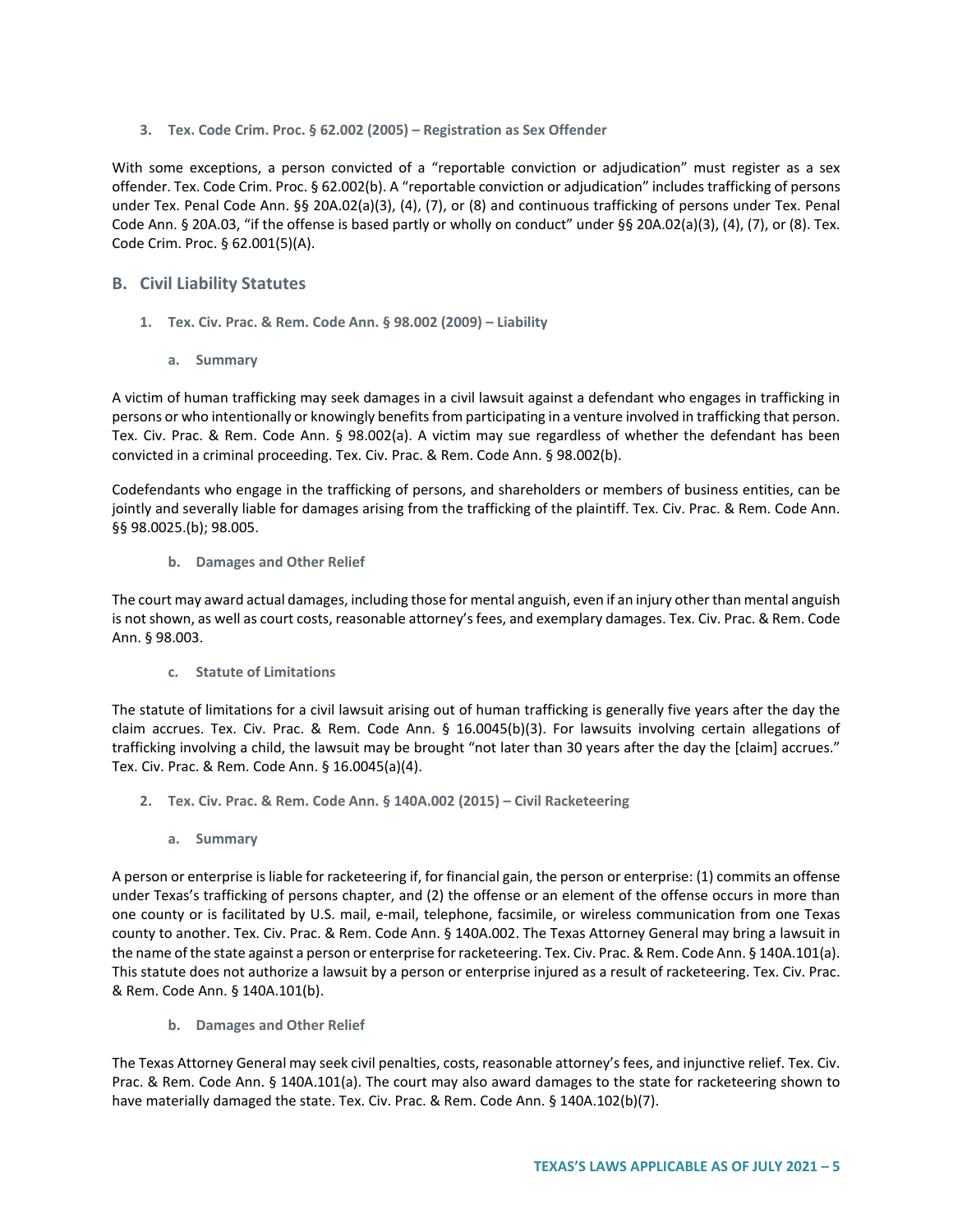### 3. Tex. Code Crim. Proc. § 62.002 (2005) – Registration as Sex Offender

With some exceptions, a person convicted of a "reportable conviction or adjudication" must register as a sex offender. Tex. Code Crim. Proc. § 62.002(b). A "reportable conviction or adjudication" includes trafficking of persons under Tex. Penal Code Ann. §§ 20A.02(a)(3), (4), (7), or (8) and continuous trafficking of persons under Tex. Penal Code Ann. § 20A.03, "if the offense is based partly or wholly on conduct" under §§ 20A.02(a)(3), (4), (7), or (8). Tex. Code Crim. Proc. § 62.001(5)(A).

## B. Civil Liability Statutes

### 1. Tex. Civ. Prac. & Rem. Code Ann. § 98.002 (2009) – Liability

#### a. Summary

A victim of human trafficking may seek damages in a civil lawsuit against a defendant who engages in trafficking in persons or who intentionally or knowingly benefits from participating in a venture involved in trafficking that person. Tex. Civ. Prac. & Rem. Code Ann. § 98.002(a). A victim may sue regardless of whether the defendant has been convicted in a criminal proceeding. Tex. Civ. Prac. & Rem. Code Ann. § 98.002(b).

Codefendants who engage in the trafficking of persons, and shareholders or members of business entities, can be jointly and severally liable for damages arising from the trafficking of the plaintiff. Tex. Civ. Prac. & Rem. Code Ann. §§ 98.0025.(b); 98.005.

#### b. Damages and Other Relief

The court may award actual damages, including those for mental anguish, even if an injury other than mental anguish is not shown, as well as court costs, reasonable attorney's fees, and exemplary damages. Tex. Civ. Prac. & Rem. Code Ann. § 98.003.

#### c. Statute of Limitations

The statute of limitations for a civil lawsuit arising out of human trafficking is generally five years after the day the claim accrues. Tex. Civ. Prac. & Rem. Code Ann. § 16.0045(b)(3). For lawsuits involving certain allegations of trafficking involving a child, the lawsuit may be brought "not later than 30 years after the day the [claim] accrues." Tex. Civ. Prac. & Rem. Code Ann. § 16.0045(a)(4).

### 2. Tex. Civ. Prac. & Rem. Code Ann. § 140A.002 (2015) – Civil Racketeering

#### a. Summary

A person or enterprise is liable for racketeering if, for financial gain, the person or enterprise: (1) commits an offense under Texas's trafficking of persons chapter, and (2) the offense or an element of the offense occurs in more than one county or is facilitated by U.S. mail, e-mail, telephone, facsimile, or wireless communication from one Texas county to another. Tex. Civ. Prac. & Rem. Code Ann. § 140A.002. The Texas Attorney General may bring a lawsuit in the name of the state against a person or enterprise for racketeering. Tex. Civ. Prac. & Rem. Code Ann. § 140A.101(a). This statute does not authorize a lawsuit by a person or enterprise injured as a result of racketeering. Tex. Civ. Prac. & Rem. Code Ann. § 140A.101(b).

#### b. Damages and Other Relief

The Texas Attorney General may seek civil penalties, costs, reasonable attorney's fees, and injunctive relief. Tex. Civ. Prac. & Rem. Code Ann. § 140A.101(a). The court may also award damages to the state for racketeering shown to have materially damaged the state. Tex. Civ. Prac. & Rem. Code Ann. § 140A.102(b)(7).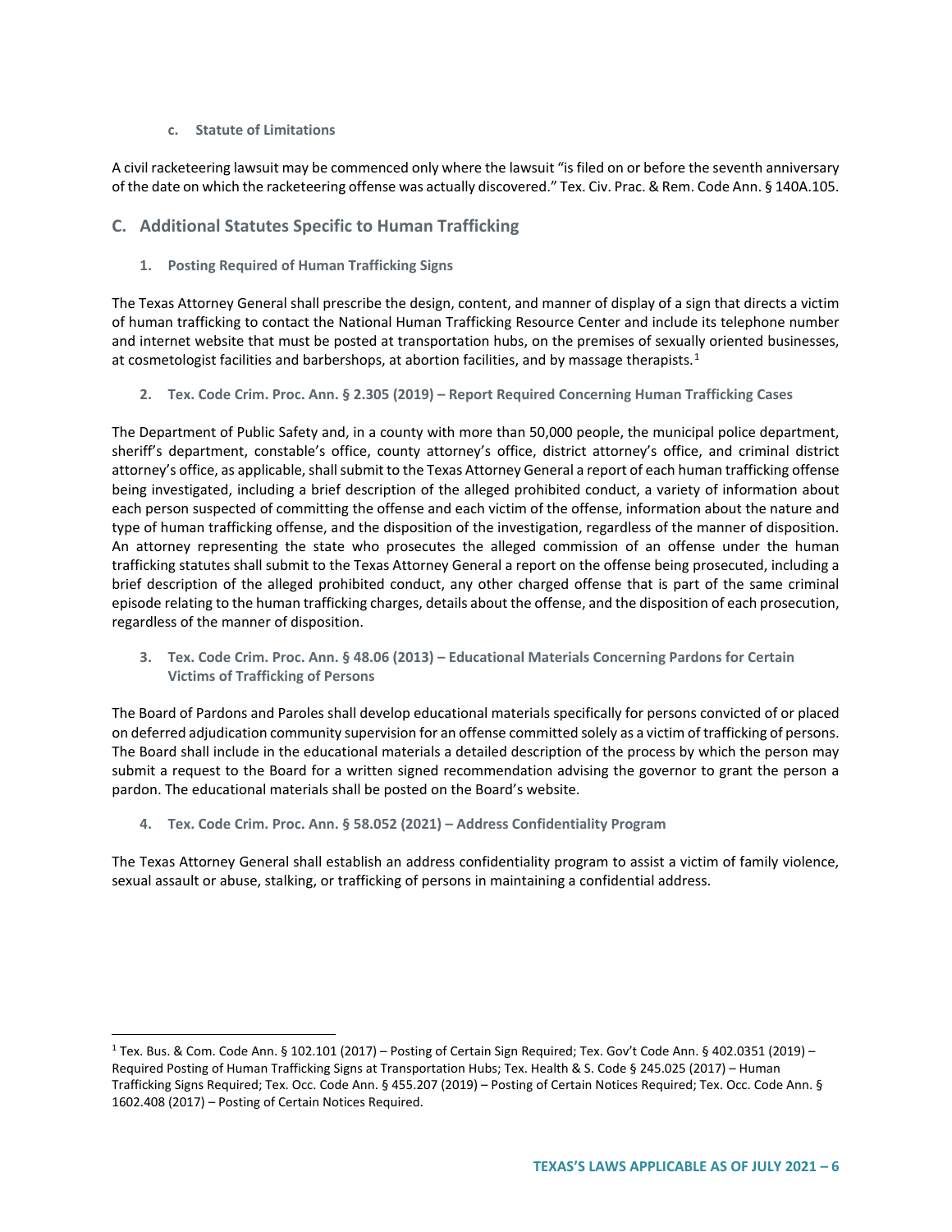#### c. Statute of Limitations

A civil racketeering lawsuit may be commenced only where the lawsuit "is filed on or before the seventh anniversary of the date on which the racketeering offense was actually discovered." Tex. Civ. Prac. & Rem. Code Ann. § 140A.105.

## C. Additional Statutes Specific to Human Trafficking

### 1. Posting Required of Human Trafficking Signs

The Texas Attorney General shall prescribe the design, content, and manner of display of a sign that directs a victim of human trafficking to contact the National Human Trafficking Resource Center and include its telephone number and internet website that must be posted at transportation hubs, on the premises of sexually oriented businesses, at cosmetologist facilities and barbershops, at abortion facilities, and by massage therapists.[1]

### 2. Tex. Code Crim. Proc. Ann. § 2.305 (2019) – Report Required Concerning Human Trafficking Cases

The Department of Public Safety and, in a county with more than 50,000 people, the municipal police department, sheriff's department, constable's office, county attorney's office, district attorney's office, and criminal district attorney's office, as applicable, shall submit to the Texas Attorney General a report of each human trafficking offense being investigated, including a brief description of the alleged prohibited conduct, a variety of information about each person suspected of committing the offense and each victim of the offense, information about the nature and type of human trafficking offense, and the disposition of the investigation, regardless of the manner of disposition. An attorney representing the state who prosecutes the alleged commission of an offense under the human trafficking statutes shall submit to the Texas Attorney General a report on the offense being prosecuted, including a brief description of the alleged prohibited conduct, any other charged offense that is part of the same criminal episode relating to the human trafficking charges, details about the offense, and the disposition of each prosecution, regardless of the manner of disposition.

### 3. Tex. Code Crim. Proc. Ann. § 48.06 (2013) – Educational Materials Concerning Pardons for Certain Victims of Trafficking of Persons

The Board of Pardons and Paroles shall develop educational materials specifically for persons convicted of or placed on deferred adjudication community supervision for an offense committed solely as a victim of trafficking of persons. The Board shall include in the educational materials a detailed description of the process by which the person may submit a request to the Board for a written signed recommendation advising the governor to grant the person a pardon. The educational materials shall be posted on the Board's website.

### 4. Tex. Code Crim. Proc. Ann. § 58.052 (2021) – Address Confidentiality Program

The Texas Attorney General shall establish an address confidentiality program to assist a victim of family violence, sexual assault or abuse, stalking, or trafficking of persons in maintaining a confidential address.

---

[1] Tex. Bus. & Com. Code Ann. § 102.101 (2017) – Posting of Certain Sign Required; Tex. Gov't Code Ann. § 402.0351 (2019) – Required Posting of Human Trafficking Signs at Transportation Hubs; Tex. Health & S. Code § 245.025 (2017) – Human Trafficking Signs Required; Tex. Occ. Code Ann. § 455.207 (2019) – Posting of Certain Notices Required; Tex. Occ. Code Ann. § 1602.408 (2017) – Posting of Certain Notices Required.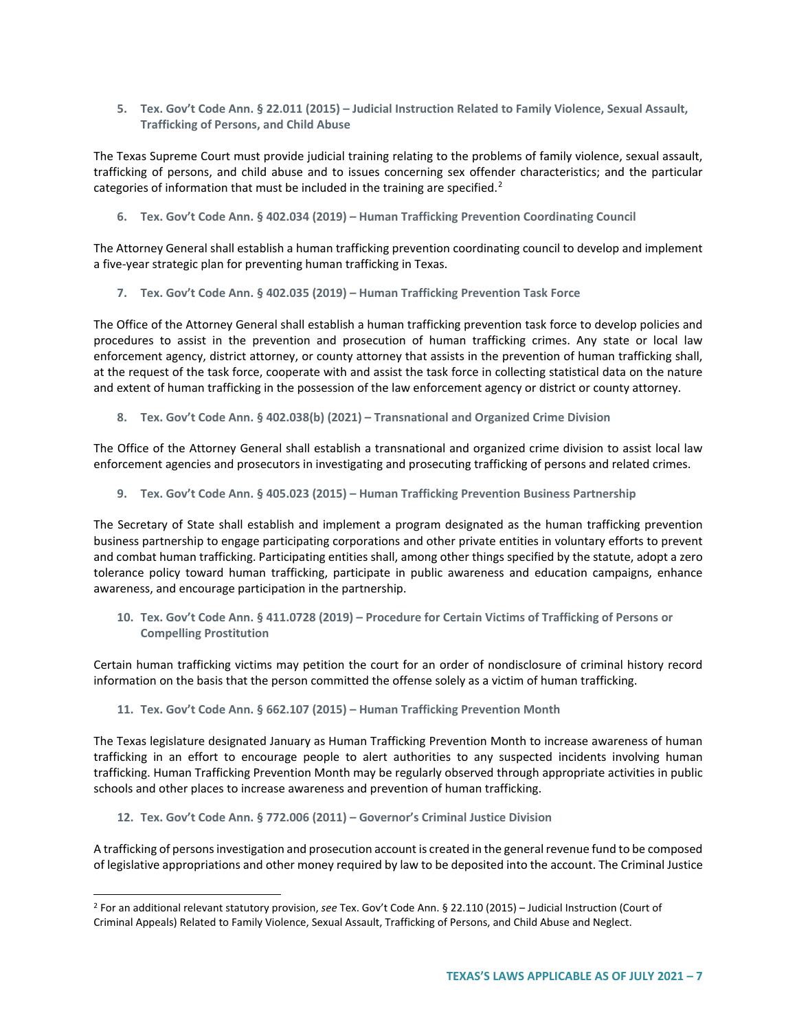5. **Tex. Gov't Code Ann. § 22.011 (2015) – Judicial Instruction Related to Family Violence, Sexual Assault, Trafficking of Persons, and Child Abuse**

The Texas Supreme Court must provide judicial training relating to the problems of family violence, sexual assault, trafficking of persons, and child abuse and to issues concerning sex offender characteristics; and the particular categories of information that must be included in the training are specified.[2]

6. **Tex. Gov't Code Ann. § 402.034 (2019) – Human Trafficking Prevention Coordinating Council**

The Attorney General shall establish a human trafficking prevention coordinating council to develop and implement a five-year strategic plan for preventing human trafficking in Texas.

7. **Tex. Gov't Code Ann. § 402.035 (2019) – Human Trafficking Prevention Task Force**

The Office of the Attorney General shall establish a human trafficking prevention task force to develop policies and procedures to assist in the prevention and prosecution of human trafficking crimes. Any state or local law enforcement agency, district attorney, or county attorney that assists in the prevention of human trafficking shall, at the request of the task force, cooperate with and assist the task force in collecting statistical data on the nature and extent of human trafficking in the possession of the law enforcement agency or district or county attorney.

8. **Tex. Gov't Code Ann. § 402.038(b) (2021) – Transnational and Organized Crime Division**

The Office of the Attorney General shall establish a transnational and organized crime division to assist local law enforcement agencies and prosecutors in investigating and prosecuting trafficking of persons and related crimes.

9. **Tex. Gov't Code Ann. § 405.023 (2015) – Human Trafficking Prevention Business Partnership**

The Secretary of State shall establish and implement a program designated as the human trafficking prevention business partnership to engage participating corporations and other private entities in voluntary efforts to prevent and combat human trafficking. Participating entities shall, among other things specified by the statute, adopt a zero tolerance policy toward human trafficking, participate in public awareness and education campaigns, enhance awareness, and encourage participation in the partnership.

10. **Tex. Gov't Code Ann. § 411.0728 (2019) – Procedure for Certain Victims of Trafficking of Persons or Compelling Prostitution**

Certain human trafficking victims may petition the court for an order of nondisclosure of criminal history record information on the basis that the person committed the offense solely as a victim of human trafficking.

11. **Tex. Gov't Code Ann. § 662.107 (2015) – Human Trafficking Prevention Month**

The Texas legislature designated January as Human Trafficking Prevention Month to increase awareness of human trafficking in an effort to encourage people to alert authorities to any suspected incidents involving human trafficking. Human Trafficking Prevention Month may be regularly observed through appropriate activities in public schools and other places to increase awareness and prevention of human trafficking.

12. **Tex. Gov't Code Ann. § 772.006 (2011) – Governor's Criminal Justice Division**

A trafficking of persons investigation and prosecution account is created in the general revenue fund to be composed of legislative appropriations and other money required by law to be deposited into the account. The Criminal Justice

---

[2] For an additional relevant statutory provision, *see* Tex. Gov't Code Ann. § 22.110 (2015) – Judicial Instruction (Court of Criminal Appeals) Related to Family Violence, Sexual Assault, Trafficking of Persons, and Child Abuse and Neglect.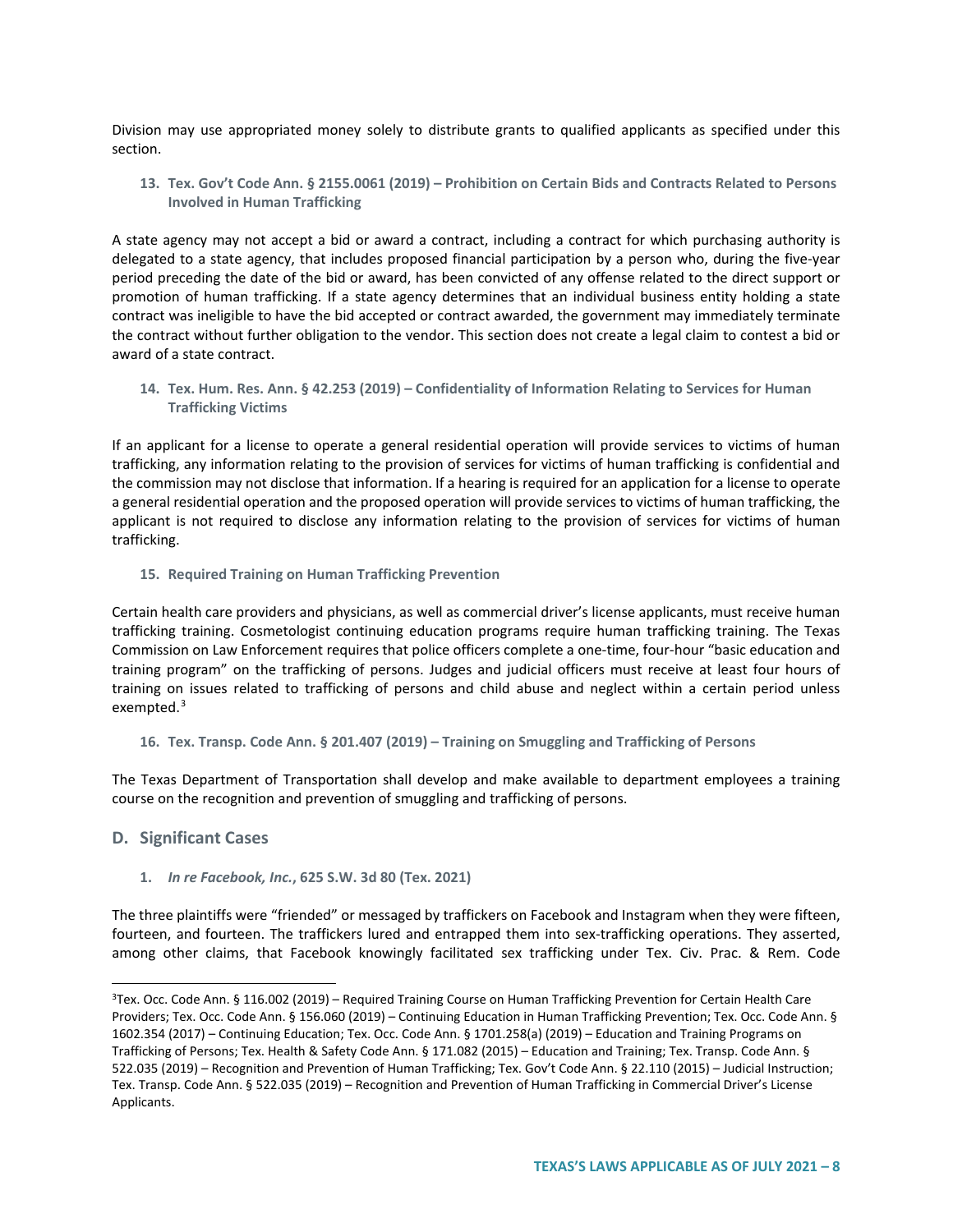Division may use appropriated money solely to distribute grants to qualified applicants as specified under this section.

### 13. Tex. Gov't Code Ann. § 2155.0061 (2019) – Prohibition on Certain Bids and Contracts Related to Persons Involved in Human Trafficking

A state agency may not accept a bid or award a contract, including a contract for which purchasing authority is delegated to a state agency, that includes proposed financial participation by a person who, during the five-year period preceding the date of the bid or award, has been convicted of any offense related to the direct support or promotion of human trafficking. If a state agency determines that an individual business entity holding a state contract was ineligible to have the bid accepted or contract awarded, the government may immediately terminate the contract without further obligation to the vendor. This section does not create a legal claim to contest a bid or award of a state contract.

### 14. Tex. Hum. Res. Ann. § 42.253 (2019) – Confidentiality of Information Relating to Services for Human Trafficking Victims

If an applicant for a license to operate a general residential operation will provide services to victims of human trafficking, any information relating to the provision of services for victims of human trafficking is confidential and the commission may not disclose that information. If a hearing is required for an application for a license to operate a general residential operation and the proposed operation will provide services to victims of human trafficking, the applicant is not required to disclose any information relating to the provision of services for victims of human trafficking.

### 15. Required Training on Human Trafficking Prevention

Certain health care providers and physicians, as well as commercial driver's license applicants, must receive human trafficking training. Cosmetologist continuing education programs require human trafficking training. The Texas Commission on Law Enforcement requires that police officers complete a one-time, four-hour "basic education and training program" on the trafficking of persons. Judges and judicial officers must receive at least four hours of training on issues related to trafficking of persons and child abuse and neglect within a certain period unless exempted.[3]

### 16. Tex. Transp. Code Ann. § 201.407 (2019) – Training on Smuggling and Trafficking of Persons

The Texas Department of Transportation shall develop and make available to department employees a training course on the recognition and prevention of smuggling and trafficking of persons.

## D. Significant Cases

### 1. *In re Facebook, Inc.*, 625 S.W. 3d 80 (Tex. 2021)

The three plaintiffs were "friended" or messaged by traffickers on Facebook and Instagram when they were fifteen, fourteen, and fourteen. The traffickers lured and entrapped them into sex-trafficking operations. They asserted, among other claims, that Facebook knowingly facilitated sex trafficking under Tex. Civ. Prac. & Rem. Code

[3] Tex. Occ. Code Ann. § 116.002 (2019) – Required Training Course on Human Trafficking Prevention for Certain Health Care Providers; Tex. Occ. Code Ann. § 156.060 (2019) – Continuing Education in Human Trafficking Prevention; Tex. Occ. Code Ann. § 1602.354 (2017) – Continuing Education; Tex. Occ. Code Ann. § 1701.258(a) (2019) – Education and Training Programs on Trafficking of Persons; Tex. Health & Safety Code Ann. § 171.082 (2015) – Education and Training; Tex. Transp. Code Ann. § 522.035 (2019) – Recognition and Prevention of Human Trafficking; Tex. Gov't Code Ann. § 22.110 (2015) – Judicial Instruction; Tex. Transp. Code Ann. § 522.035 (2019) – Recognition and Prevention of Human Trafficking in Commercial Driver's License Applicants.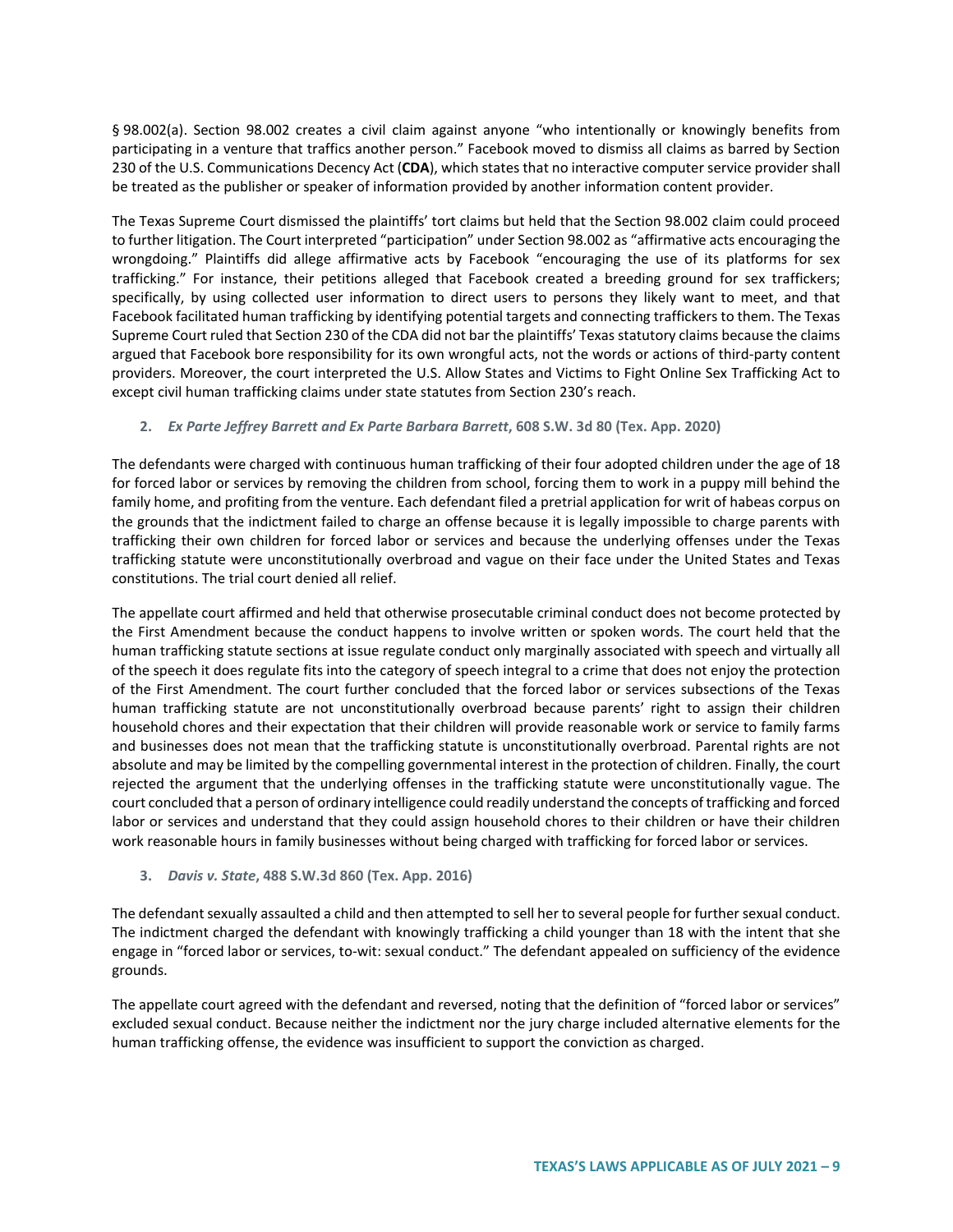§ 98.002(a). Section 98.002 creates a civil claim against anyone "who intentionally or knowingly benefits from participating in a venture that traffics another person." Facebook moved to dismiss all claims as barred by Section 230 of the U.S. Communications Decency Act (**CDA**), which states that no interactive computer service provider shall be treated as the publisher or speaker of information provided by another information content provider.

The Texas Supreme Court dismissed the plaintiffs' tort claims but held that the Section 98.002 claim could proceed to further litigation. The Court interpreted "participation" under Section 98.002 as "affirmative acts encouraging the wrongdoing." Plaintiffs did allege affirmative acts by Facebook "encouraging the use of its platforms for sex trafficking." For instance, their petitions alleged that Facebook created a breeding ground for sex traffickers; specifically, by using collected user information to direct users to persons they likely want to meet, and that Facebook facilitated human trafficking by identifying potential targets and connecting traffickers to them. The Texas Supreme Court ruled that Section 230 of the CDA did not bar the plaintiffs' Texas statutory claims because the claims argued that Facebook bore responsibility for its own wrongful acts, not the words or actions of third-party content providers. Moreover, the court interpreted the U.S. Allow States and Victims to Fight Online Sex Trafficking Act to except civil human trafficking claims under state statutes from Section 230's reach.

2. ***Ex Parte Jeffrey Barrett and Ex Parte Barbara Barrett*, 608 S.W. 3d 80 (Tex. App. 2020)**

The defendants were charged with continuous human trafficking of their four adopted children under the age of 18 for forced labor or services by removing the children from school, forcing them to work in a puppy mill behind the family home, and profiting from the venture. Each defendant filed a pretrial application for writ of habeas corpus on the grounds that the indictment failed to charge an offense because it is legally impossible to charge parents with trafficking their own children for forced labor or services and because the underlying offenses under the Texas trafficking statute were unconstitutionally overbroad and vague on their face under the United States and Texas constitutions. The trial court denied all relief.

The appellate court affirmed and held that otherwise prosecutable criminal conduct does not become protected by the First Amendment because the conduct happens to involve written or spoken words. The court held that the human trafficking statute sections at issue regulate conduct only marginally associated with speech and virtually all of the speech it does regulate fits into the category of speech integral to a crime that does not enjoy the protection of the First Amendment. The court further concluded that the forced labor or services subsections of the Texas human trafficking statute are not unconstitutionally overbroad because parents' right to assign their children household chores and their expectation that their children will provide reasonable work or service to family farms and businesses does not mean that the trafficking statute is unconstitutionally overbroad. Parental rights are not absolute and may be limited by the compelling governmental interest in the protection of children. Finally, the court rejected the argument that the underlying offenses in the trafficking statute were unconstitutionally vague. The court concluded that a person of ordinary intelligence could readily understand the concepts of trafficking and forced labor or services and understand that they could assign household chores to their children or have their children work reasonable hours in family businesses without being charged with trafficking for forced labor or services.

3. ***Davis v. State*, 488 S.W.3d 860 (Tex. App. 2016)**

The defendant sexually assaulted a child and then attempted to sell her to several people for further sexual conduct. The indictment charged the defendant with knowingly trafficking a child younger than 18 with the intent that she engage in "forced labor or services, to-wit: sexual conduct." The defendant appealed on sufficiency of the evidence grounds.

The appellate court agreed with the defendant and reversed, noting that the definition of "forced labor or services" excluded sexual conduct. Because neither the indictment nor the jury charge included alternative elements for the human trafficking offense, the evidence was insufficient to support the conviction as charged.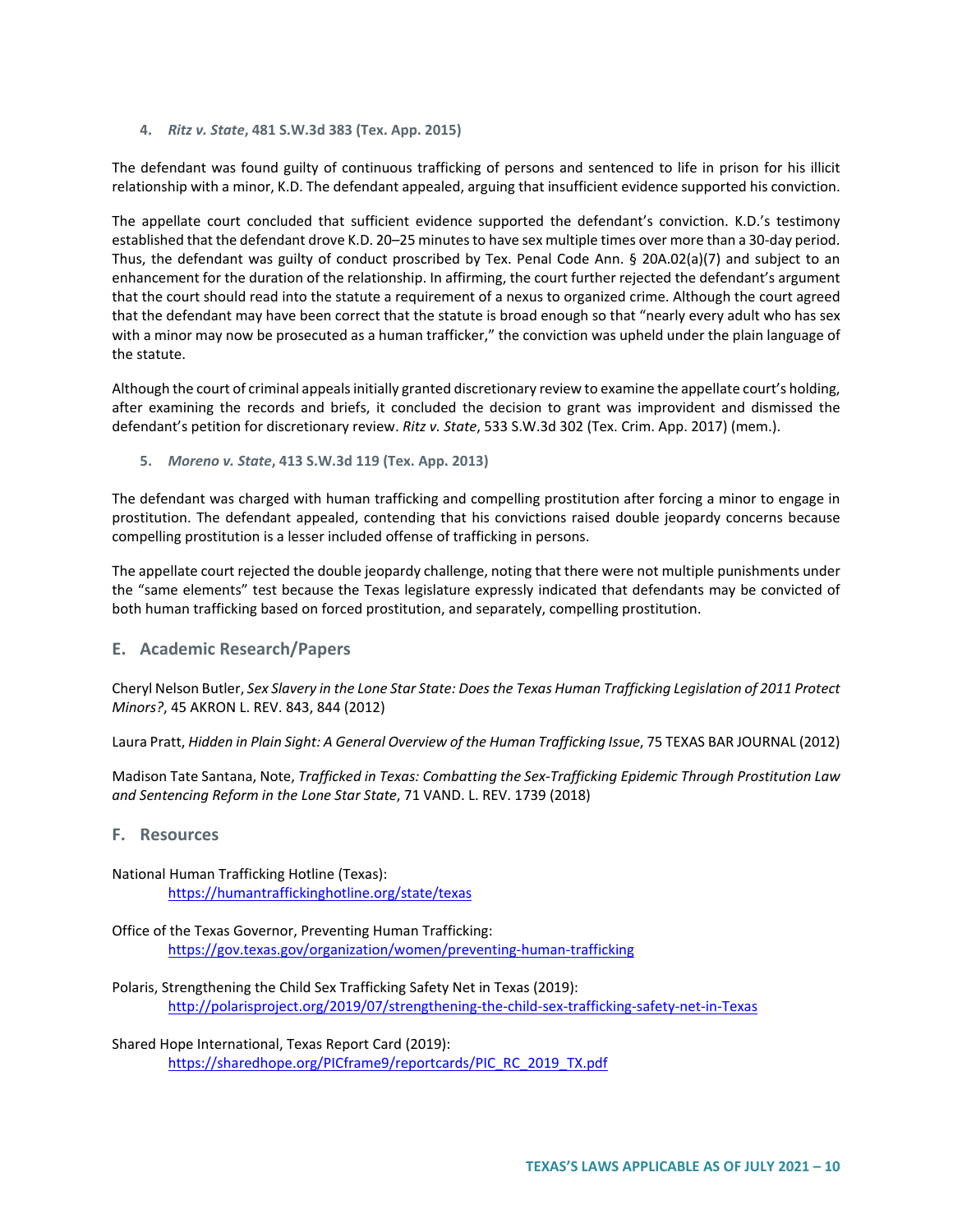#### 4. *Ritz v. State*, 481 S.W.3d 383 (Tex. App. 2015)

The defendant was found guilty of continuous trafficking of persons and sentenced to life in prison for his illicit relationship with a minor, K.D. The defendant appealed, arguing that insufficient evidence supported his conviction.

The appellate court concluded that sufficient evidence supported the defendant's conviction. K.D.'s testimony established that the defendant drove K.D. 20–25 minutes to have sex multiple times over more than a 30-day period. Thus, the defendant was guilty of conduct proscribed by Tex. Penal Code Ann. § 20A.02(a)(7) and subject to an enhancement for the duration of the relationship. In affirming, the court further rejected the defendant's argument that the court should read into the statute a requirement of a nexus to organized crime. Although the court agreed that the defendant may have been correct that the statute is broad enough so that "nearly every adult who has sex with a minor may now be prosecuted as a human trafficker," the conviction was upheld under the plain language of the statute.

Although the court of criminal appeals initially granted discretionary review to examine the appellate court's holding, after examining the records and briefs, it concluded the decision to grant was improvident and dismissed the defendant's petition for discretionary review. *Ritz v. State*, 533 S.W.3d 302 (Tex. Crim. App. 2017) (mem.).

#### 5. *Moreno v. State*, 413 S.W.3d 119 (Tex. App. 2013)

The defendant was charged with human trafficking and compelling prostitution after forcing a minor to engage in prostitution. The defendant appealed, contending that his convictions raised double jeopardy concerns because compelling prostitution is a lesser included offense of trafficking in persons.

The appellate court rejected the double jeopardy challenge, noting that there were not multiple punishments under the "same elements" test because the Texas legislature expressly indicated that defendants may be convicted of both human trafficking based on forced prostitution, and separately, compelling prostitution.

## E. Academic Research/Papers

Cheryl Nelson Butler, *Sex Slavery in the Lone Star State: Does the Texas Human Trafficking Legislation of 2011 Protect Minors?*, 45 AKRON L. REV. 843, 844 (2012)

Laura Pratt, *Hidden in Plain Sight: A General Overview of the Human Trafficking Issue*, 75 TEXAS BAR JOURNAL (2012)

Madison Tate Santana, Note, *Trafficked in Texas: Combatting the Sex-Trafficking Epidemic Through Prostitution Law and Sentencing Reform in the Lone Star State*, 71 VAND. L. REV. 1739 (2018)

## F. Resources

National Human Trafficking Hotline (Texas):
https://humantraffickinghotline.org/state/texas

Office of the Texas Governor, Preventing Human Trafficking:
https://gov.texas.gov/organization/women/preventing-human-trafficking

Polaris, Strengthening the Child Sex Trafficking Safety Net in Texas (2019):
http://polarisproject.org/2019/07/strengthening-the-child-sex-trafficking-safety-net-in-Texas

Shared Hope International, Texas Report Card (2019):
https://sharedhope.org/PICframe9/reportcards/PIC_RC_2019_TX.pdf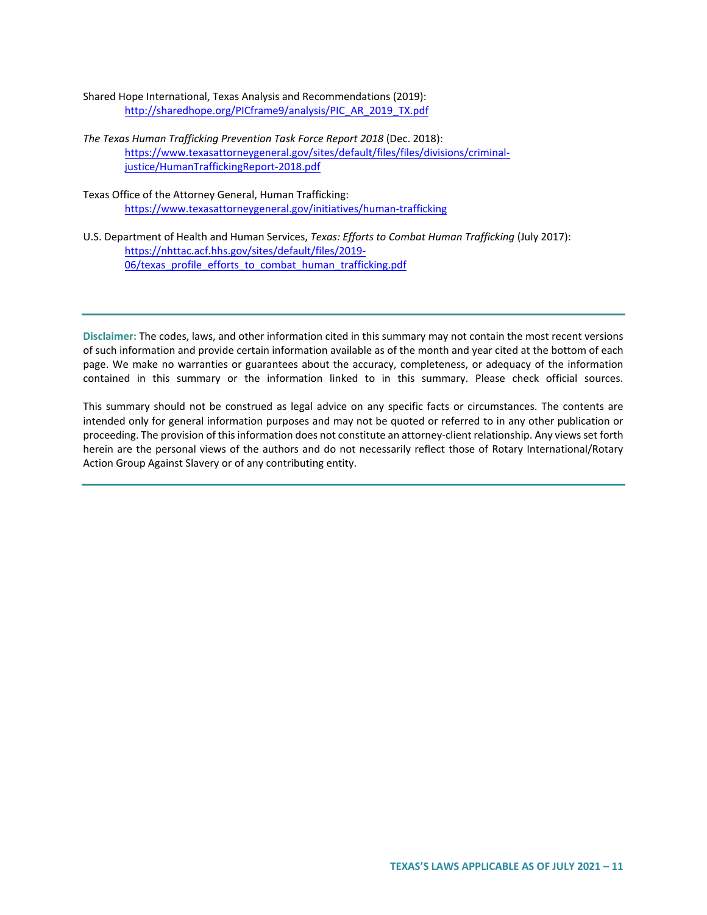Shared Hope International, Texas Analysis and Recommendations (2019):
http://sharedhope.org/PICframe9/analysis/PIC_AR_2019_TX.pdf

*The Texas Human Trafficking Prevention Task Force Report 2018* (Dec. 2018):
https://www.texasattorneygeneral.gov/sites/default/files/files/divisions/criminal-justice/HumanTraffickingReport-2018.pdf

Texas Office of the Attorney General, Human Trafficking:
https://www.texasattorneygeneral.gov/initiatives/human-trafficking

U.S. Department of Health and Human Services, *Texas: Efforts to Combat Human Trafficking* (July 2017):
https://nhttac.acf.hhs.gov/sites/default/files/2019-06/texas_profile_efforts_to_combat_human_trafficking.pdf

---

**Disclaimer:** The codes, laws, and other information cited in this summary may not contain the most recent versions of such information and provide certain information available as of the month and year cited at the bottom of each page. We make no warranties or guarantees about the accuracy, completeness, or adequacy of the information contained in this summary or the information linked to in this summary. Please check official sources.

This summary should not be construed as legal advice on any specific facts or circumstances. The contents are intended only for general information purposes and may not be quoted or referred to in any other publication or proceeding. The provision of this information does not constitute an attorney-client relationship. Any views set forth herein are the personal views of the authors and do not necessarily reflect those of Rotary International/Rotary Action Group Against Slavery or of any contributing entity.

---